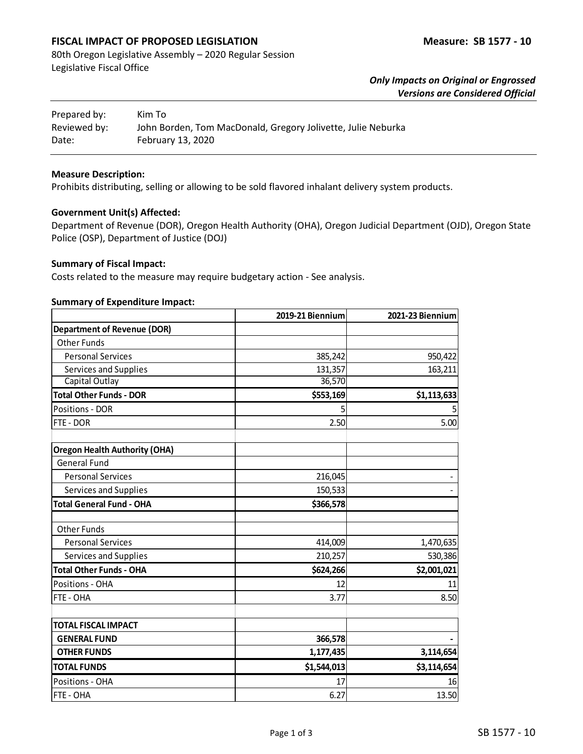# FISCAL IMPACT OF PROPOSED LEGISLATION

**Measure: SB 1577 - 10**

80th Oregon Legislative Assembly – 2020 Regular Session
Legislative Fiscal Office

***Only Impacts on Original or Engrossed Versions are Considered Official***

| | |
|---|---|
| Prepared by: | Kim To |
| Reviewed by: | John Borden, Tom MacDonald, Gregory Jolivette, Julie Neburka |
| Date: | February 13, 2020 |

**Measure Description:**
Prohibits distributing, selling or allowing to be sold flavored inhalant delivery system products.

**Government Unit(s) Affected:**
Department of Revenue (DOR), Oregon Health Authority (OHA), Oregon Judicial Department (OJD), Oregon State Police (OSP), Department of Justice (DOJ)

**Summary of Fiscal Impact:**
Costs related to the measure may require budgetary action - See analysis.

**Summary of Expenditure Impact:**

| | 2019-21 Biennium | 2021-23 Biennium |
|---|---:|---:|
| **Department of Revenue (DOR)** | | |
| Other Funds | | |
| Personal Services | 385,242 | 950,422 |
| Services and Supplies | 131,357 | 163,211 |
| Capital Outlay | 36,570 | |
| **Total Other Funds - DOR** | **$553,169** | **$1,113,633** |
| Positions - DOR | 5 | 5 |
| FTE - DOR | 2.50 | 5.00 |
| | | |
| **Oregon Health Authority (OHA)** | | |
| General Fund | | |
| Personal Services | 216,045 | - |
| Services and Supplies | 150,533 | - |
| **Total General Fund - OHA** | **$366,578** | |
| | | |
| Other Funds | | |
| Personal Services | 414,009 | 1,470,635 |
| Services and Supplies | 210,257 | 530,386 |
| **Total Other Funds - OHA** | **$624,266** | **$2,001,021** |
| Positions - OHA | 12 | 11 |
| FTE - OHA | 3.77 | 8.50 |
| | | |
| **TOTAL FISCAL IMPACT** | | |
| **GENERAL FUND** | **366,578** | **-** |
| **OTHER FUNDS** | **1,177,435** | **3,114,654** |
| **TOTAL FUNDS** | **$1,544,013** | **$3,114,654** |
| Positions - OHA | 17 | 16 |
| FTE - OHA | 6.27 | 13.50 |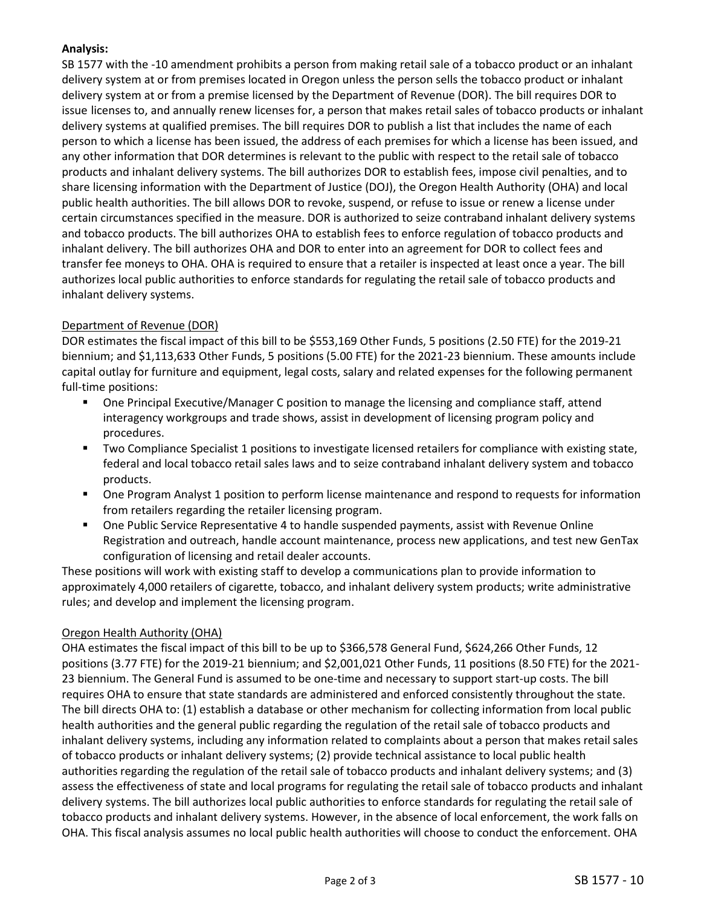**Analysis:**

SB 1577 with the -10 amendment prohibits a person from making retail sale of a tobacco product or an inhalant delivery system at or from premises located in Oregon unless the person sells the tobacco product or inhalant delivery system at or from a premise licensed by the Department of Revenue (DOR). The bill requires DOR to issue licenses to, and annually renew licenses for, a person that makes retail sales of tobacco products or inhalant delivery systems at qualified premises. The bill requires DOR to publish a list that includes the name of each person to which a license has been issued, the address of each premises for which a license has been issued, and any other information that DOR determines is relevant to the public with respect to the retail sale of tobacco products and inhalant delivery systems. The bill authorizes DOR to establish fees, impose civil penalties, and to share licensing information with the Department of Justice (DOJ), the Oregon Health Authority (OHA) and local public health authorities. The bill allows DOR to revoke, suspend, or refuse to issue or renew a license under certain circumstances specified in the measure. DOR is authorized to seize contraband inhalant delivery systems and tobacco products. The bill authorizes OHA to establish fees to enforce regulation of tobacco products and inhalant delivery. The bill authorizes OHA and DOR to enter into an agreement for DOR to collect fees and transfer fee moneys to OHA. OHA is required to ensure that a retailer is inspected at least once a year. The bill authorizes local public authorities to enforce standards for regulating the retail sale of tobacco products and inhalant delivery systems.

Department of Revenue (DOR)

DOR estimates the fiscal impact of this bill to be $553,169 Other Funds, 5 positions (2.50 FTE) for the 2019-21 biennium; and $1,113,633 Other Funds, 5 positions (5.00 FTE) for the 2021-23 biennium. These amounts include capital outlay for furniture and equipment, legal costs, salary and related expenses for the following permanent full-time positions:

- One Principal Executive/Manager C position to manage the licensing and compliance staff, attend interagency workgroups and trade shows, assist in development of licensing program policy and procedures.
- Two Compliance Specialist 1 positions to investigate licensed retailers for compliance with existing state, federal and local tobacco retail sales laws and to seize contraband inhalant delivery system and tobacco products.
- One Program Analyst 1 position to perform license maintenance and respond to requests for information from retailers regarding the retailer licensing program.
- One Public Service Representative 4 to handle suspended payments, assist with Revenue Online Registration and outreach, handle account maintenance, process new applications, and test new GenTax configuration of licensing and retail dealer accounts.

These positions will work with existing staff to develop a communications plan to provide information to approximately 4,000 retailers of cigarette, tobacco, and inhalant delivery system products; write administrative rules; and develop and implement the licensing program.

Oregon Health Authority (OHA)

OHA estimates the fiscal impact of this bill to be up to $366,578 General Fund, $624,266 Other Funds, 12 positions (3.77 FTE) for the 2019-21 biennium; and $2,001,021 Other Funds, 11 positions (8.50 FTE) for the 2021-23 biennium. The General Fund is assumed to be one-time and necessary to support start-up costs. The bill requires OHA to ensure that state standards are administered and enforced consistently throughout the state. The bill directs OHA to: (1) establish a database or other mechanism for collecting information from local public health authorities and the general public regarding the regulation of the retail sale of tobacco products and inhalant delivery systems, including any information related to complaints about a person that makes retail sales of tobacco products or inhalant delivery systems; (2) provide technical assistance to local public health authorities regarding the regulation of the retail sale of tobacco products and inhalant delivery systems; and (3) assess the effectiveness of state and local programs for regulating the retail sale of tobacco products and inhalant delivery systems. The bill authorizes local public authorities to enforce standards for regulating the retail sale of tobacco products and inhalant delivery systems. However, in the absence of local enforcement, the work falls on OHA. This fiscal analysis assumes no local public health authorities will choose to conduct the enforcement. OHA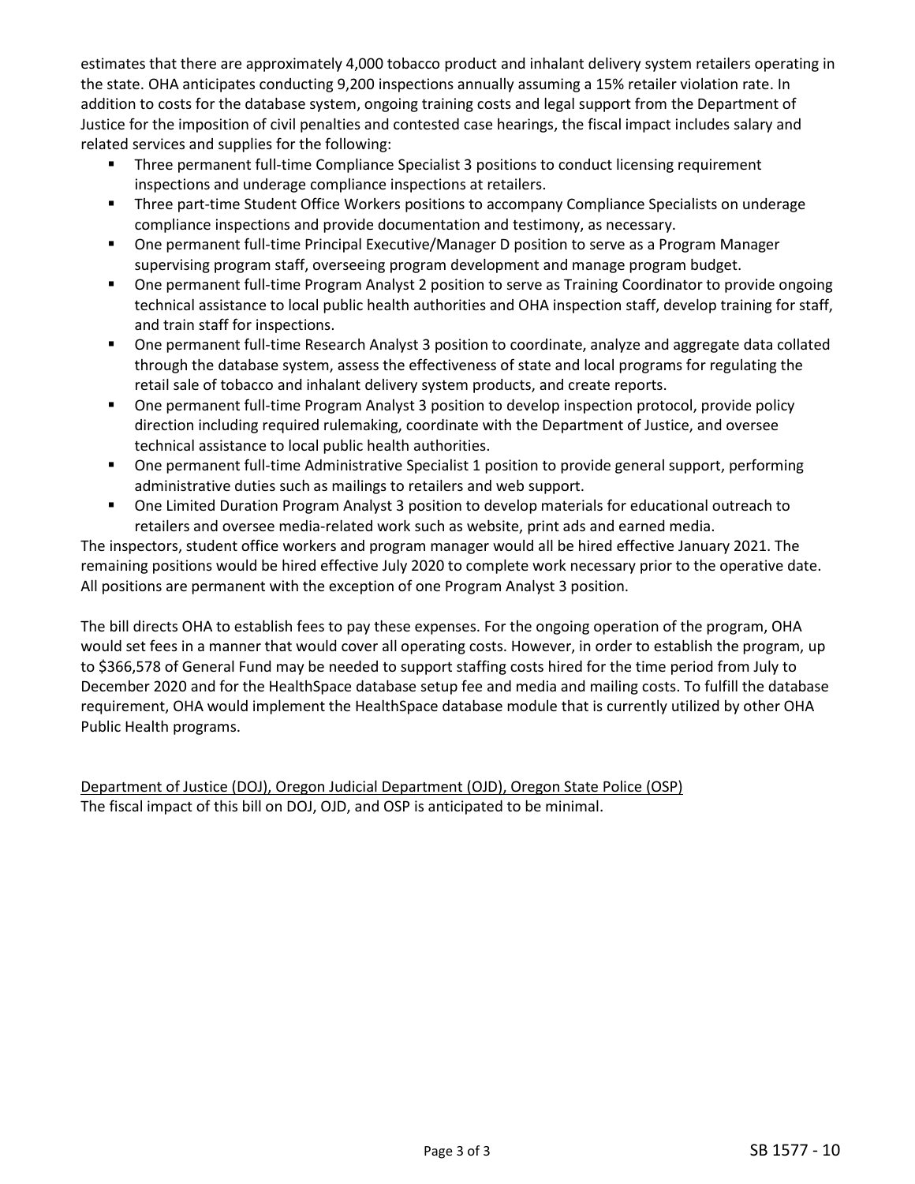estimates that there are approximately 4,000 tobacco product and inhalant delivery system retailers operating in the state. OHA anticipates conducting 9,200 inspections annually assuming a 15% retailer violation rate. In addition to costs for the database system, ongoing training costs and legal support from the Department of Justice for the imposition of civil penalties and contested case hearings, the fiscal impact includes salary and related services and supplies for the following:

- Three permanent full-time Compliance Specialist 3 positions to conduct licensing requirement inspections and underage compliance inspections at retailers.
- Three part-time Student Office Workers positions to accompany Compliance Specialists on underage compliance inspections and provide documentation and testimony, as necessary.
- One permanent full-time Principal Executive/Manager D position to serve as a Program Manager supervising program staff, overseeing program development and manage program budget.
- One permanent full-time Program Analyst 2 position to serve as Training Coordinator to provide ongoing technical assistance to local public health authorities and OHA inspection staff, develop training for staff, and train staff for inspections.
- One permanent full-time Research Analyst 3 position to coordinate, analyze and aggregate data collated through the database system, assess the effectiveness of state and local programs for regulating the retail sale of tobacco and inhalant delivery system products, and create reports.
- One permanent full-time Program Analyst 3 position to develop inspection protocol, provide policy direction including required rulemaking, coordinate with the Department of Justice, and oversee technical assistance to local public health authorities.
- One permanent full-time Administrative Specialist 1 position to provide general support, performing administrative duties such as mailings to retailers and web support.
- One Limited Duration Program Analyst 3 position to develop materials for educational outreach to retailers and oversee media-related work such as website, print ads and earned media.

The inspectors, student office workers and program manager would all be hired effective January 2021. The remaining positions would be hired effective July 2020 to complete work necessary prior to the operative date. All positions are permanent with the exception of one Program Analyst 3 position.

The bill directs OHA to establish fees to pay these expenses. For the ongoing operation of the program, OHA would set fees in a manner that would cover all operating costs. However, in order to establish the program, up to $366,578 of General Fund may be needed to support staffing costs hired for the time period from July to December 2020 and for the HealthSpace database setup fee and media and mailing costs. To fulfill the database requirement, OHA would implement the HealthSpace database module that is currently utilized by other OHA Public Health programs.

Department of Justice (DOJ), Oregon Judicial Department (OJD), Oregon State Police (OSP)

The fiscal impact of this bill on DOJ, OJD, and OSP is anticipated to be minimal.